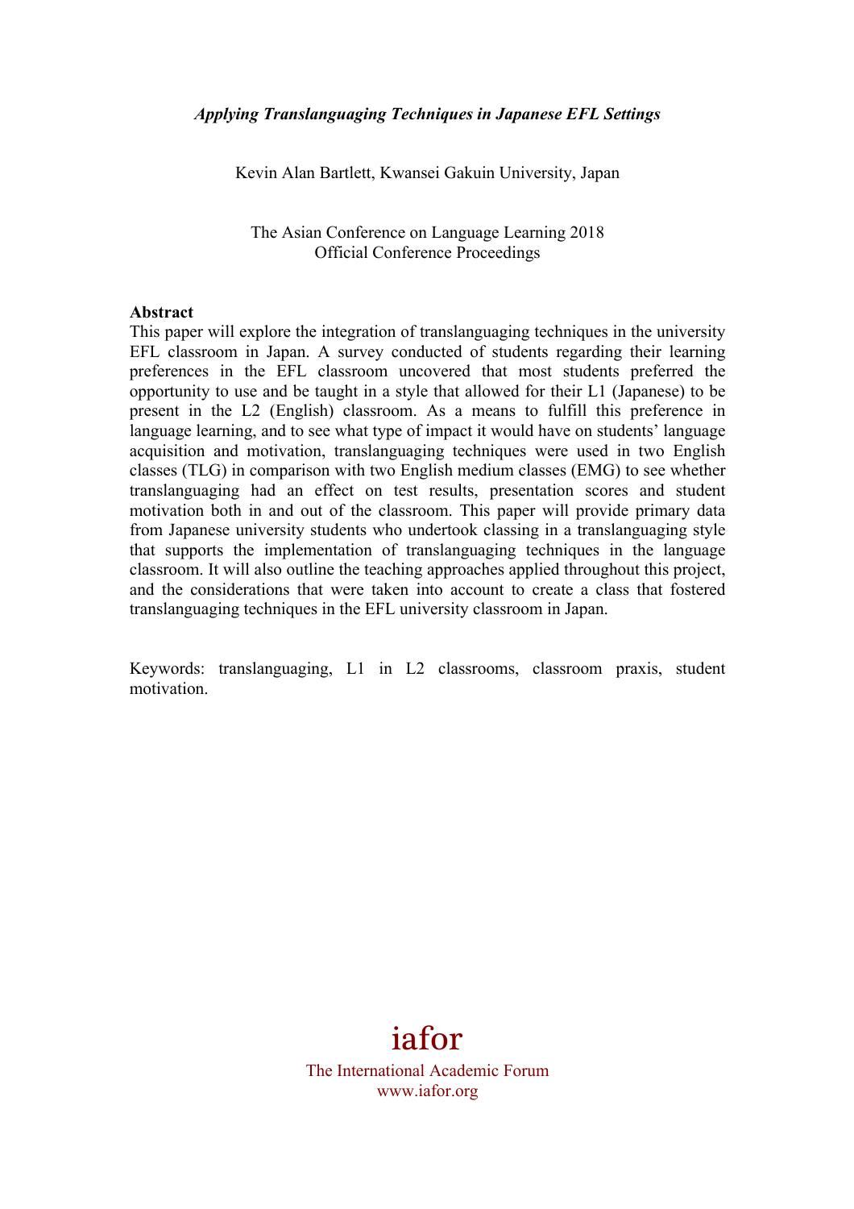*Applying Translanguaging Techniques in Japanese EFL Settings*

Kevin Alan Bartlett, Kwansei Gakuin University, Japan

The Asian Conference on Language Learning 2018
Official Conference Proceedings

**Abstract**

This paper will explore the integration of translanguaging techniques in the university EFL classroom in Japan. A survey conducted of students regarding their learning preferences in the EFL classroom uncovered that most students preferred the opportunity to use and be taught in a style that allowed for their L1 (Japanese) to be present in the L2 (English) classroom. As a means to fulfill this preference in language learning, and to see what type of impact it would have on students' language acquisition and motivation, translanguaging techniques were used in two English classes (TLG) in comparison with two English medium classes (EMG) to see whether translanguaging had an effect on test results, presentation scores and student motivation both in and out of the classroom. This paper will provide primary data from Japanese university students who undertook classing in a translanguaging style that supports the implementation of translanguaging techniques in the language classroom. It will also outline the teaching approaches applied throughout this project, and the considerations that were taken into account to create a class that fostered translanguaging techniques in the EFL university classroom in Japan.

Keywords: translanguaging, L1 in L2 classrooms, classroom praxis, student motivation.

iafor

The International Academic Forum
www.iafor.org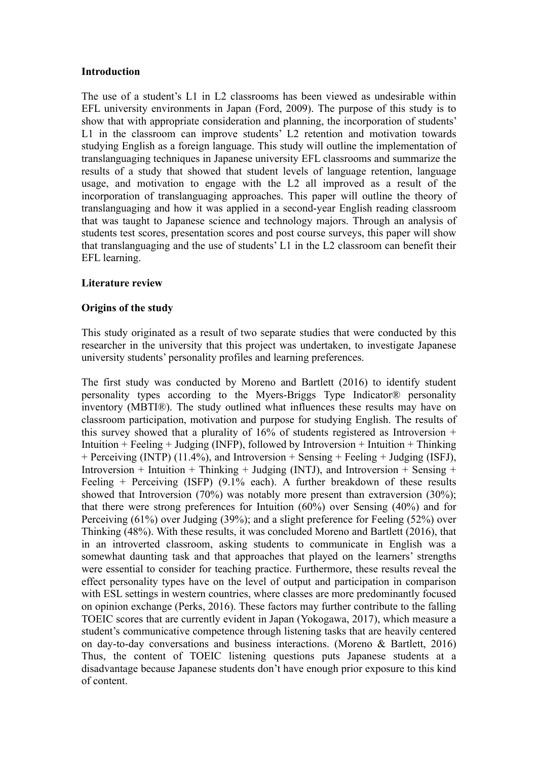**Introduction**

The use of a student's L1 in L2 classrooms has been viewed as undesirable within EFL university environments in Japan (Ford, 2009). The purpose of this study is to show that with appropriate consideration and planning, the incorporation of students' L1 in the classroom can improve students' L2 retention and motivation towards studying English as a foreign language. This study will outline the implementation of translanguaging techniques in Japanese university EFL classrooms and summarize the results of a study that showed that student levels of language retention, language usage, and motivation to engage with the L2 all improved as a result of the incorporation of translanguaging approaches. This paper will outline the theory of translanguaging and how it was applied in a second-year English reading classroom that was taught to Japanese science and technology majors. Through an analysis of students test scores, presentation scores and post course surveys, this paper will show that translanguaging and the use of students' L1 in the L2 classroom can benefit their EFL learning.

**Literature review**

**Origins of the study**

This study originated as a result of two separate studies that were conducted by this researcher in the university that this project was undertaken, to investigate Japanese university students' personality profiles and learning preferences.

The first study was conducted by Moreno and Bartlett (2016) to identify student personality types according to the Myers-Briggs Type Indicator® personality inventory (MBTI®). The study outlined what influences these results may have on classroom participation, motivation and purpose for studying English. The results of this survey showed that a plurality of 16% of students registered as Introversion + Intuition + Feeling + Judging (INFP), followed by Introversion + Intuition + Thinking + Perceiving (INTP) (11.4%), and Introversion + Sensing + Feeling + Judging (ISFJ), Introversion + Intuition + Thinking + Judging (INTJ), and Introversion + Sensing + Feeling + Perceiving (ISFP) (9.1% each). A further breakdown of these results showed that Introversion (70%) was notably more present than extraversion (30%); that there were strong preferences for Intuition (60%) over Sensing (40%) and for Perceiving (61%) over Judging (39%); and a slight preference for Feeling (52%) over Thinking (48%). With these results, it was concluded Moreno and Bartlett (2016), that in an introverted classroom, asking students to communicate in English was a somewhat daunting task and that approaches that played on the learners' strengths were essential to consider for teaching practice. Furthermore, these results reveal the effect personality types have on the level of output and participation in comparison with ESL settings in western countries, where classes are more predominantly focused on opinion exchange (Perks, 2016). These factors may further contribute to the falling TOEIC scores that are currently evident in Japan (Yokogawa, 2017), which measure a student's communicative competence through listening tasks that are heavily centered on day-to-day conversations and business interactions. (Moreno & Bartlett, 2016) Thus, the content of TOEIC listening questions puts Japanese students at a disadvantage because Japanese students don't have enough prior exposure to this kind of content.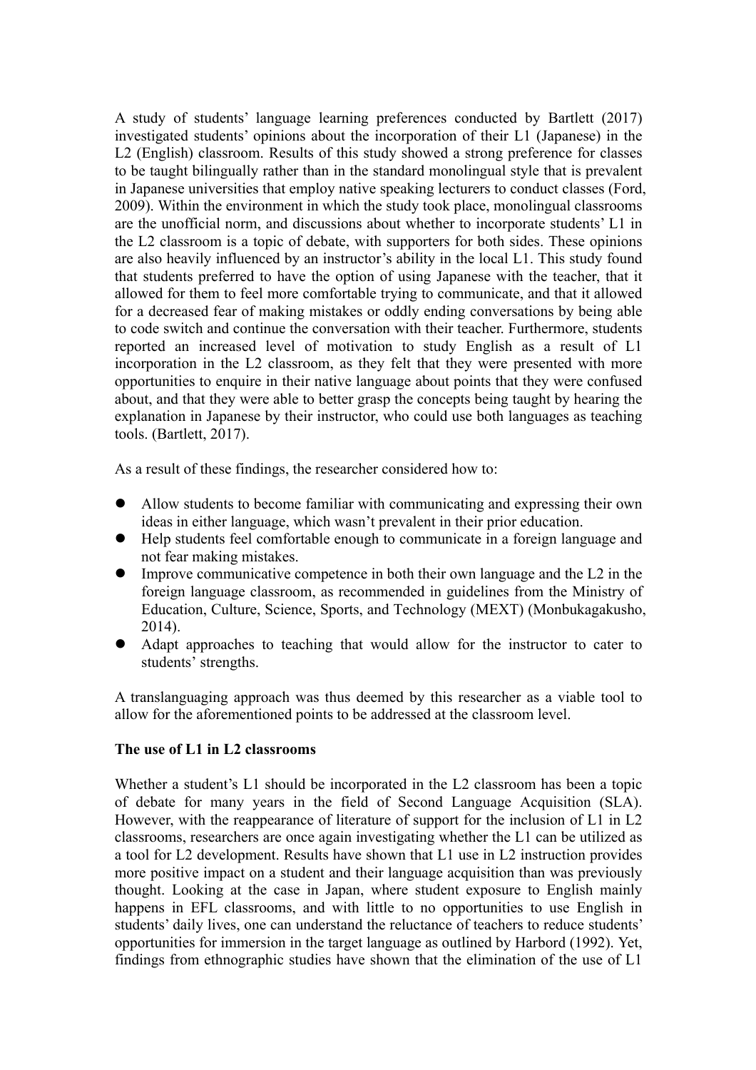A study of students' language learning preferences conducted by Bartlett (2017) investigated students' opinions about the incorporation of their L1 (Japanese) in the L2 (English) classroom. Results of this study showed a strong preference for classes to be taught bilingually rather than in the standard monolingual style that is prevalent in Japanese universities that employ native speaking lecturers to conduct classes (Ford, 2009). Within the environment in which the study took place, monolingual classrooms are the unofficial norm, and discussions about whether to incorporate students' L1 in the L2 classroom is a topic of debate, with supporters for both sides. These opinions are also heavily influenced by an instructor's ability in the local L1. This study found that students preferred to have the option of using Japanese with the teacher, that it allowed for them to feel more comfortable trying to communicate, and that it allowed for a decreased fear of making mistakes or oddly ending conversations by being able to code switch and continue the conversation with their teacher. Furthermore, students reported an increased level of motivation to study English as a result of L1 incorporation in the L2 classroom, as they felt that they were presented with more opportunities to enquire in their native language about points that they were confused about, and that they were able to better grasp the concepts being taught by hearing the explanation in Japanese by their instructor, who could use both languages as teaching tools. (Bartlett, 2017).

As a result of these findings, the researcher considered how to:

- Allow students to become familiar with communicating and expressing their own ideas in either language, which wasn't prevalent in their prior education.
- Help students feel comfortable enough to communicate in a foreign language and not fear making mistakes.
- Improve communicative competence in both their own language and the L2 in the foreign language classroom, as recommended in guidelines from the Ministry of Education, Culture, Science, Sports, and Technology (MEXT) (Monbukagakusho, 2014).
- Adapt approaches to teaching that would allow for the instructor to cater to students' strengths.

A translanguaging approach was thus deemed by this researcher as a viable tool to allow for the aforementioned points to be addressed at the classroom level.

**The use of L1 in L2 classrooms**

Whether a student's L1 should be incorporated in the L2 classroom has been a topic of debate for many years in the field of Second Language Acquisition (SLA). However, with the reappearance of literature of support for the inclusion of L1 in L2 classrooms, researchers are once again investigating whether the L1 can be utilized as a tool for L2 development. Results have shown that L1 use in L2 instruction provides more positive impact on a student and their language acquisition than was previously thought. Looking at the case in Japan, where student exposure to English mainly happens in EFL classrooms, and with little to no opportunities to use English in students' daily lives, one can understand the reluctance of teachers to reduce students' opportunities for immersion in the target language as outlined by Harbord (1992). Yet, findings from ethnographic studies have shown that the elimination of the use of L1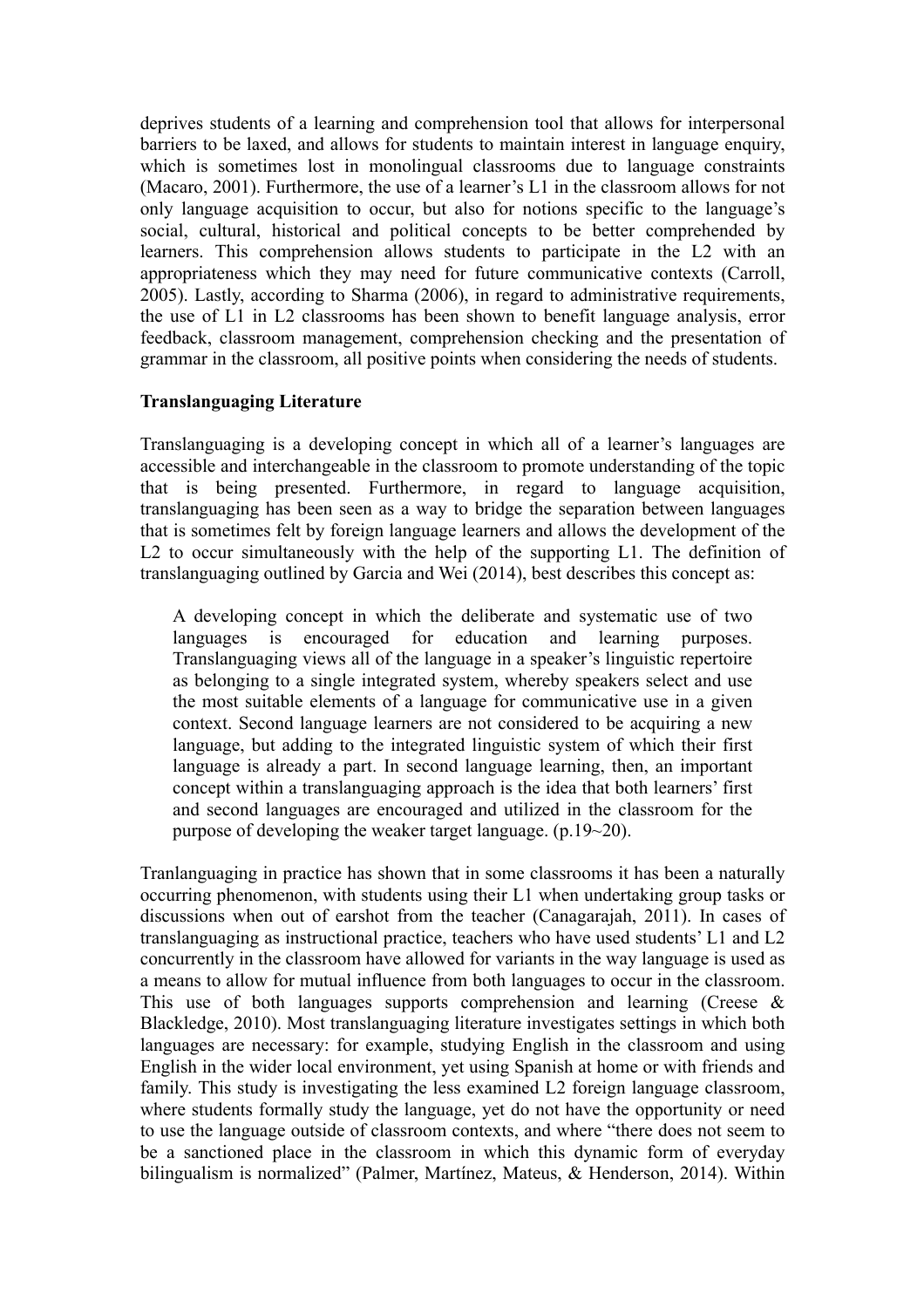deprives students of a learning and comprehension tool that allows for interpersonal barriers to be laxed, and allows for students to maintain interest in language enquiry, which is sometimes lost in monolingual classrooms due to language constraints (Macaro, 2001). Furthermore, the use of a learner's L1 in the classroom allows for not only language acquisition to occur, but also for notions specific to the language's social, cultural, historical and political concepts to be better comprehended by learners. This comprehension allows students to participate in the L2 with an appropriateness which they may need for future communicative contexts (Carroll, 2005). Lastly, according to Sharma (2006), in regard to administrative requirements, the use of L1 in L2 classrooms has been shown to benefit language analysis, error feedback, classroom management, comprehension checking and the presentation of grammar in the classroom, all positive points when considering the needs of students.

**Translanguaging Literature**

Translanguaging is a developing concept in which all of a learner's languages are accessible and interchangeable in the classroom to promote understanding of the topic that is being presented. Furthermore, in regard to language acquisition, translanguaging has been seen as a way to bridge the separation between languages that is sometimes felt by foreign language learners and allows the development of the L2 to occur simultaneously with the help of the supporting L1. The definition of translanguaging outlined by Garcia and Wei (2014), best describes this concept as:

> A developing concept in which the deliberate and systematic use of two languages is encouraged for education and learning purposes. Translanguaging views all of the language in a speaker's linguistic repertoire as belonging to a single integrated system, whereby speakers select and use the most suitable elements of a language for communicative use in a given context. Second language learners are not considered to be acquiring a new language, but adding to the integrated linguistic system of which their first language is already a part. In second language learning, then, an important concept within a translanguaging approach is the idea that both learners' first and second languages are encouraged and utilized in the classroom for the purpose of developing the weaker target language. (p.19~20).

Tranlanguaging in practice has shown that in some classrooms it has been a naturally occurring phenomenon, with students using their L1 when undertaking group tasks or discussions when out of earshot from the teacher (Canagarajah, 2011). In cases of translanguaging as instructional practice, teachers who have used students' L1 and L2 concurrently in the classroom have allowed for variants in the way language is used as a means to allow for mutual influence from both languages to occur in the classroom. This use of both languages supports comprehension and learning (Creese & Blackledge, 2010). Most translanguaging literature investigates settings in which both languages are necessary: for example, studying English in the classroom and using English in the wider local environment, yet using Spanish at home or with friends and family. This study is investigating the less examined L2 foreign language classroom, where students formally study the language, yet do not have the opportunity or need to use the language outside of classroom contexts, and where "there does not seem to be a sanctioned place in the classroom in which this dynamic form of everyday bilingualism is normalized" (Palmer, Martínez, Mateus, & Henderson, 2014). Within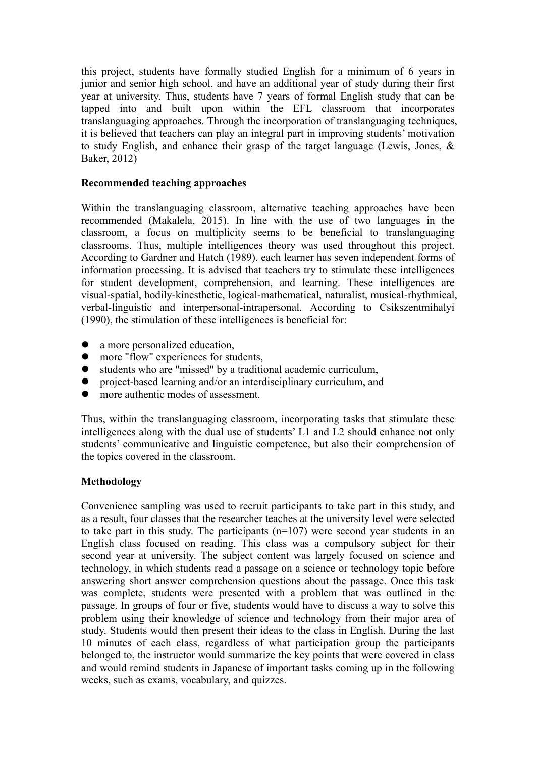this project, students have formally studied English for a minimum of 6 years in junior and senior high school, and have an additional year of study during their first year at university. Thus, students have 7 years of formal English study that can be tapped into and built upon within the EFL classroom that incorporates translanguaging approaches. Through the incorporation of translanguaging techniques, it is believed that teachers can play an integral part in improving students' motivation to study English, and enhance their grasp of the target language (Lewis, Jones, & Baker, 2012)

**Recommended teaching approaches**

Within the translanguaging classroom, alternative teaching approaches have been recommended (Makalela, 2015). In line with the use of two languages in the classroom, a focus on multiplicity seems to be beneficial to translanguaging classrooms. Thus, multiple intelligences theory was used throughout this project. According to Gardner and Hatch (1989), each learner has seven independent forms of information processing. It is advised that teachers try to stimulate these intelligences for student development, comprehension, and learning. These intelligences are visual-spatial, bodily-kinesthetic, logical-mathematical, naturalist, musical-rhythmical, verbal-linguistic and interpersonal-intrapersonal. According to Csikszentmihalyi (1990), the stimulation of these intelligences is beneficial for:

- a more personalized education,
- more "flow" experiences for students,
- students who are "missed" by a traditional academic curriculum,
- project-based learning and/or an interdisciplinary curriculum, and
- more authentic modes of assessment.

Thus, within the translanguaging classroom, incorporating tasks that stimulate these intelligences along with the dual use of students' L1 and L2 should enhance not only students' communicative and linguistic competence, but also their comprehension of the topics covered in the classroom.

**Methodology**

Convenience sampling was used to recruit participants to take part in this study, and as a result, four classes that the researcher teaches at the university level were selected to take part in this study. The participants (n=107) were second year students in an English class focused on reading. This class was a compulsory subject for their second year at university. The subject content was largely focused on science and technology, in which students read a passage on a science or technology topic before answering short answer comprehension questions about the passage. Once this task was complete, students were presented with a problem that was outlined in the passage. In groups of four or five, students would have to discuss a way to solve this problem using their knowledge of science and technology from their major area of study. Students would then present their ideas to the class in English. During the last 10 minutes of each class, regardless of what participation group the participants belonged to, the instructor would summarize the key points that were covered in class and would remind students in Japanese of important tasks coming up in the following weeks, such as exams, vocabulary, and quizzes.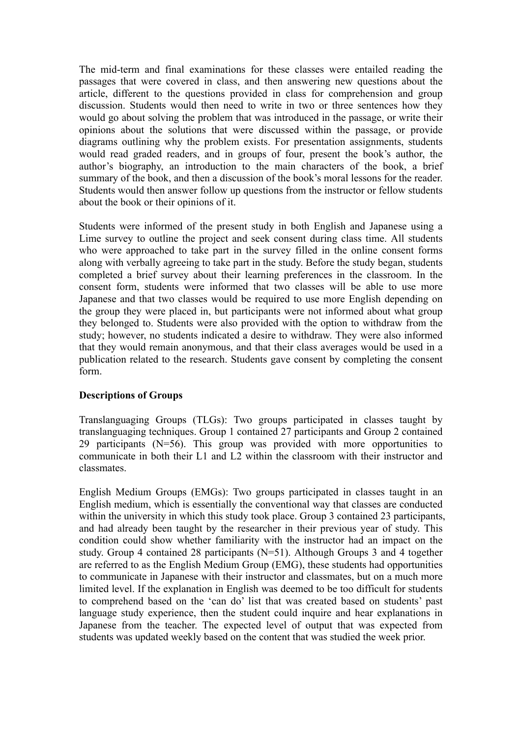The mid-term and final examinations for these classes were entailed reading the passages that were covered in class, and then answering new questions about the article, different to the questions provided in class for comprehension and group discussion. Students would then need to write in two or three sentences how they would go about solving the problem that was introduced in the passage, or write their opinions about the solutions that were discussed within the passage, or provide diagrams outlining why the problem exists. For presentation assignments, students would read graded readers, and in groups of four, present the book's author, the author's biography, an introduction to the main characters of the book, a brief summary of the book, and then a discussion of the book's moral lessons for the reader. Students would then answer follow up questions from the instructor or fellow students about the book or their opinions of it.

Students were informed of the present study in both English and Japanese using a Lime survey to outline the project and seek consent during class time. All students who were approached to take part in the survey filled in the online consent forms along with verbally agreeing to take part in the study. Before the study began, students completed a brief survey about their learning preferences in the classroom. In the consent form, students were informed that two classes will be able to use more Japanese and that two classes would be required to use more English depending on the group they were placed in, but participants were not informed about what group they belonged to. Students were also provided with the option to withdraw from the study; however, no students indicated a desire to withdraw. They were also informed that they would remain anonymous, and that their class averages would be used in a publication related to the research. Students gave consent by completing the consent form.

**Descriptions of Groups**

Translanguaging Groups (TLGs): Two groups participated in classes taught by translanguaging techniques. Group 1 contained 27 participants and Group 2 contained 29 participants (N=56). This group was provided with more opportunities to communicate in both their L1 and L2 within the classroom with their instructor and classmates.

English Medium Groups (EMGs): Two groups participated in classes taught in an English medium, which is essentially the conventional way that classes are conducted within the university in which this study took place. Group 3 contained 23 participants, and had already been taught by the researcher in their previous year of study. This condition could show whether familiarity with the instructor had an impact on the study. Group 4 contained 28 participants (N=51). Although Groups 3 and 4 together are referred to as the English Medium Group (EMG), these students had opportunities to communicate in Japanese with their instructor and classmates, but on a much more limited level. If the explanation in English was deemed to be too difficult for students to comprehend based on the 'can do' list that was created based on students' past language study experience, then the student could inquire and hear explanations in Japanese from the teacher. The expected level of output that was expected from students was updated weekly based on the content that was studied the week prior.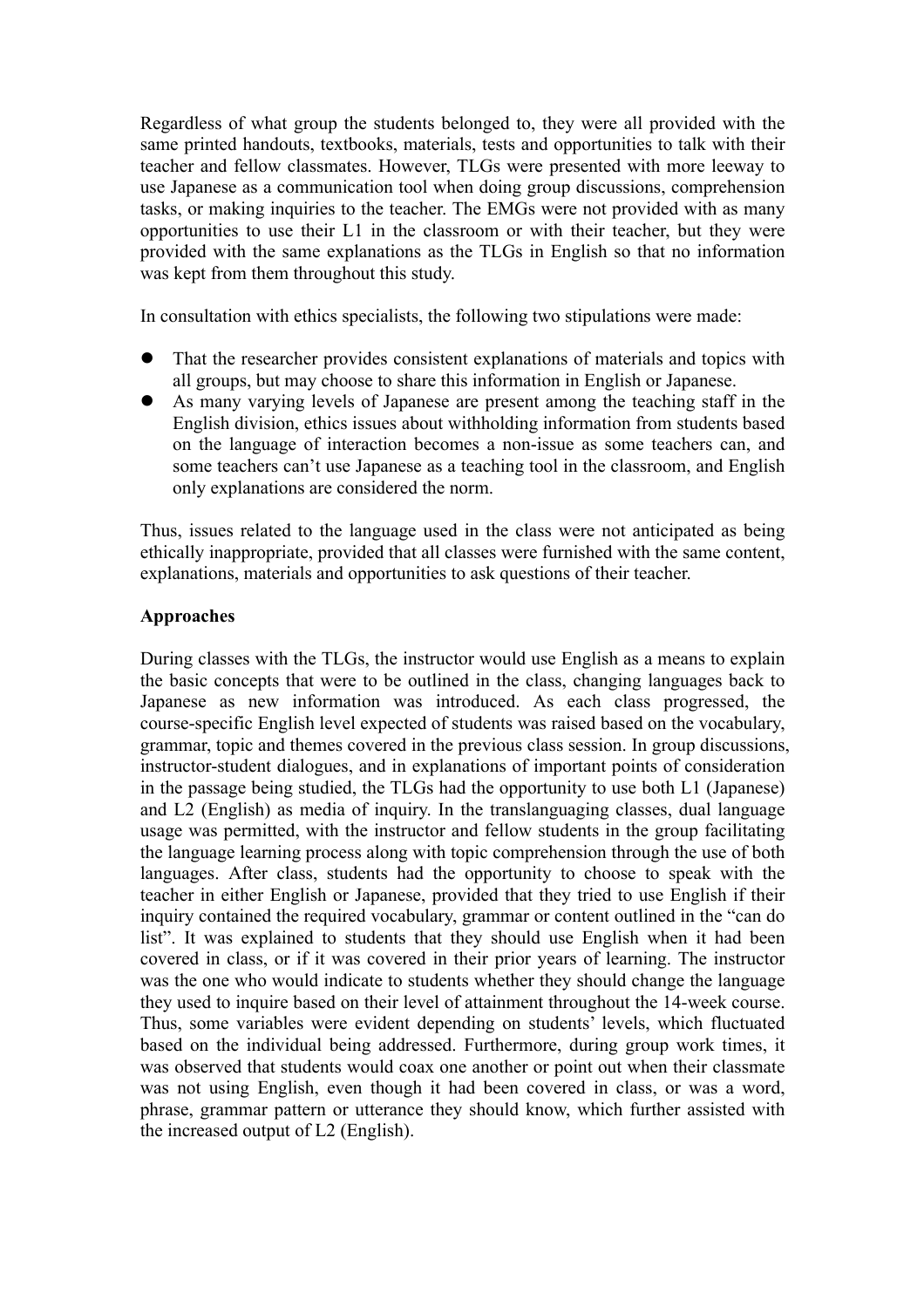Regardless of what group the students belonged to, they were all provided with the same printed handouts, textbooks, materials, tests and opportunities to talk with their teacher and fellow classmates. However, TLGs were presented with more leeway to use Japanese as a communication tool when doing group discussions, comprehension tasks, or making inquiries to the teacher. The EMGs were not provided with as many opportunities to use their L1 in the classroom or with their teacher, but they were provided with the same explanations as the TLGs in English so that no information was kept from them throughout this study.

In consultation with ethics specialists, the following two stipulations were made:

- That the researcher provides consistent explanations of materials and topics with all groups, but may choose to share this information in English or Japanese.
- As many varying levels of Japanese are present among the teaching staff in the English division, ethics issues about withholding information from students based on the language of interaction becomes a non-issue as some teachers can, and some teachers can't use Japanese as a teaching tool in the classroom, and English only explanations are considered the norm.

Thus, issues related to the language used in the class were not anticipated as being ethically inappropriate, provided that all classes were furnished with the same content, explanations, materials and opportunities to ask questions of their teacher.

**Approaches**

During classes with the TLGs, the instructor would use English as a means to explain the basic concepts that were to be outlined in the class, changing languages back to Japanese as new information was introduced. As each class progressed, the course-specific English level expected of students was raised based on the vocabulary, grammar, topic and themes covered in the previous class session. In group discussions, instructor-student dialogues, and in explanations of important points of consideration in the passage being studied, the TLGs had the opportunity to use both L1 (Japanese) and L2 (English) as media of inquiry. In the translanguaging classes, dual language usage was permitted, with the instructor and fellow students in the group facilitating the language learning process along with topic comprehension through the use of both languages. After class, students had the opportunity to choose to speak with the teacher in either English or Japanese, provided that they tried to use English if their inquiry contained the required vocabulary, grammar or content outlined in the "can do list". It was explained to students that they should use English when it had been covered in class, or if it was covered in their prior years of learning. The instructor was the one who would indicate to students whether they should change the language they used to inquire based on their level of attainment throughout the 14-week course. Thus, some variables were evident depending on students' levels, which fluctuated based on the individual being addressed. Furthermore, during group work times, it was observed that students would coax one another or point out when their classmate was not using English, even though it had been covered in class, or was a word, phrase, grammar pattern or utterance they should know, which further assisted with the increased output of L2 (English).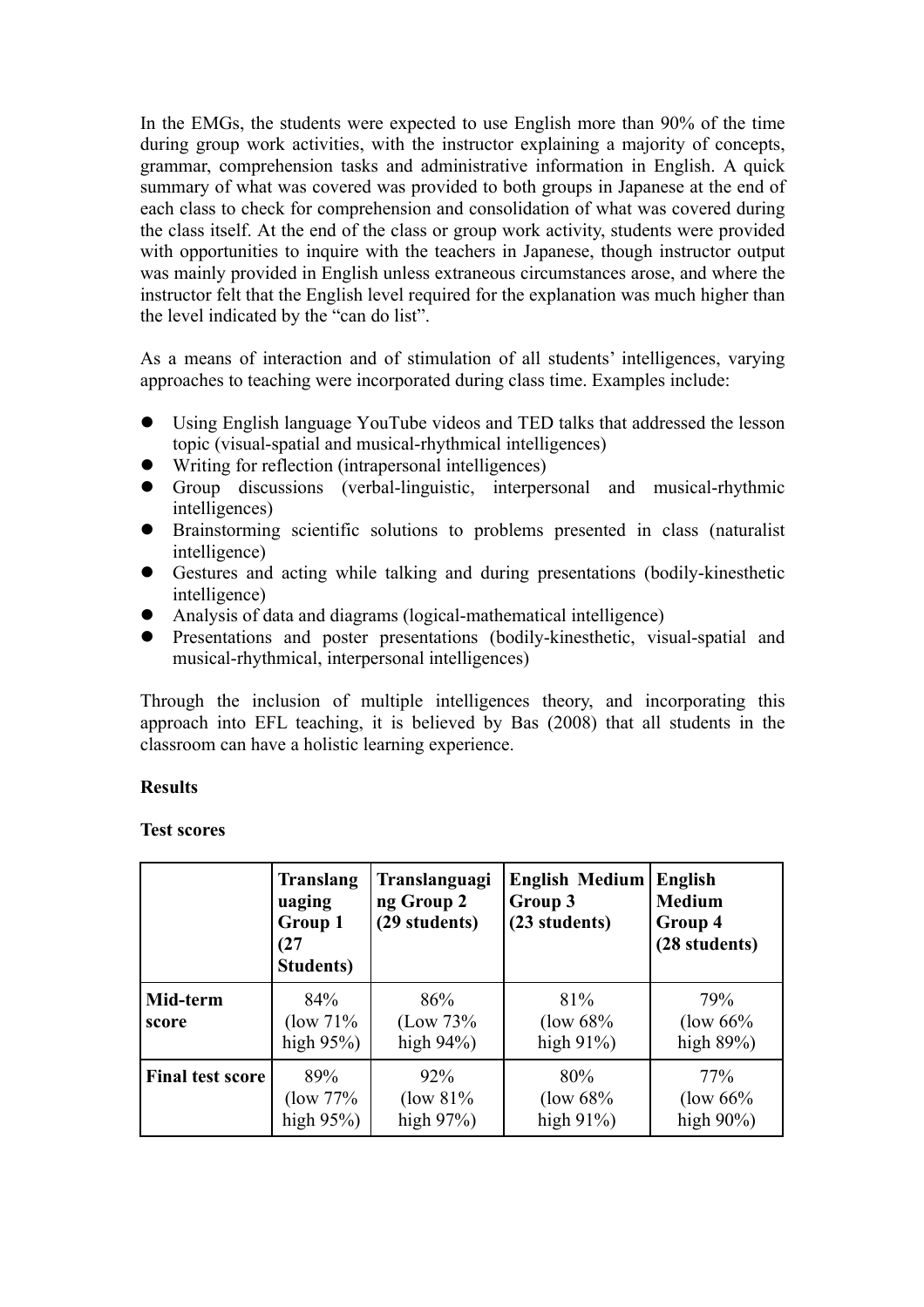In the EMGs, the students were expected to use English more than 90% of the time during group work activities, with the instructor explaining a majority of concepts, grammar, comprehension tasks and administrative information in English. A quick summary of what was covered was provided to both groups in Japanese at the end of each class to check for comprehension and consolidation of what was covered during the class itself. At the end of the class or group work activity, students were provided with opportunities to inquire with the teachers in Japanese, though instructor output was mainly provided in English unless extraneous circumstances arose, and where the instructor felt that the English level required for the explanation was much higher than the level indicated by the "can do list".

As a means of interaction and of stimulation of all students' intelligences, varying approaches to teaching were incorporated during class time. Examples include:

- Using English language YouTube videos and TED talks that addressed the lesson topic (visual-spatial and musical-rhythmical intelligences)
- Writing for reflection (intrapersonal intelligences)
- Group discussions (verbal-linguistic, interpersonal and musical-rhythmic intelligences)
- Brainstorming scientific solutions to problems presented in class (naturalist intelligence)
- Gestures and acting while talking and during presentations (bodily-kinesthetic intelligence)
- Analysis of data and diagrams (logical-mathematical intelligence)
- Presentations and poster presentations (bodily-kinesthetic, visual-spatial and musical-rhythmical, interpersonal intelligences)

Through the inclusion of multiple intelligences theory, and incorporating this approach into EFL teaching, it is believed by Bas (2008) that all students in the classroom can have a holistic learning experience.

**Results**

**Test scores**

| | **Translanguaging Group 1 (27 Students)** | **Translanguaging Group 2 (29 students)** | **English Medium Group 3 (23 students)** | **English Medium Group 4 (28 students)** |
|---|---|---|---|---|
| **Mid-term score** | 84% (low 71% high 95%) | 86% (Low 73% high 94%) | 81% (low 68% high 91%) | 79% (low 66% high 89%) |
| **Final test score** | 89% (low 77% high 95%) | 92% (low 81% high 97%) | 80% (low 68% high 91%) | 77% (low 66% high 90%) |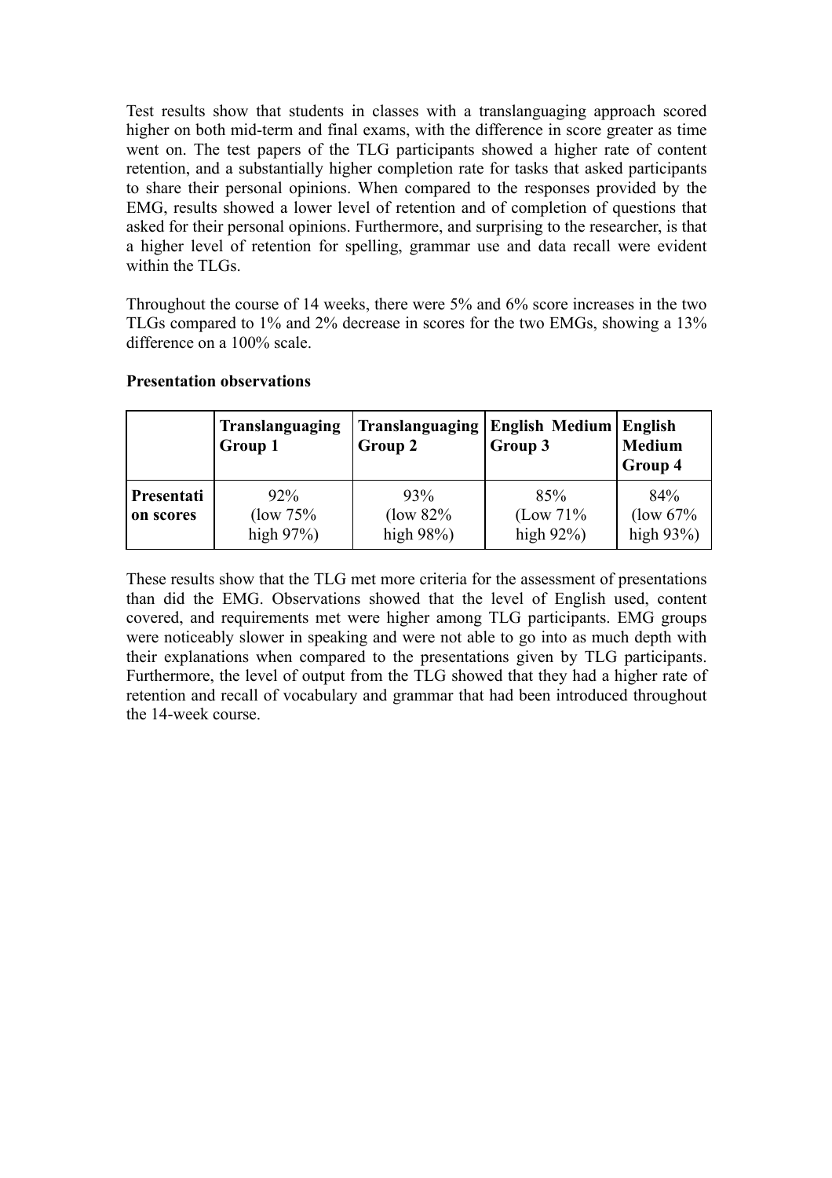Test results show that students in classes with a translanguaging approach scored higher on both mid-term and final exams, with the difference in score greater as time went on. The test papers of the TLG participants showed a higher rate of content retention, and a substantially higher completion rate for tasks that asked participants to share their personal opinions. When compared to the responses provided by the EMG, results showed a lower level of retention and of completion of questions that asked for their personal opinions. Furthermore, and surprising to the researcher, is that a higher level of retention for spelling, grammar use and data recall were evident within the TLGs.

Throughout the course of 14 weeks, there were 5% and 6% score increases in the two TLGs compared to 1% and 2% decrease in scores for the two EMGs, showing a 13% difference on a 100% scale.

**Presentation observations**

| | **Translanguaging Group 1** | **Translanguaging Group 2** | **English Medium Group 3** | **English Medium Group 4** |
|---|---|---|---|---|
| **Presentation scores** | 92% (low 75% high 97%) | 93% (low 82% high 98%) | 85% (Low 71% high 92%) | 84% (low 67% high 93%) |

These results show that the TLG met more criteria for the assessment of presentations than did the EMG. Observations showed that the level of English used, content covered, and requirements met were higher among TLG participants. EMG groups were noticeably slower in speaking and were not able to go into as much depth with their explanations when compared to the presentations given by TLG participants. Furthermore, the level of output from the TLG showed that they had a higher rate of retention and recall of vocabulary and grammar that had been introduced throughout the 14-week course.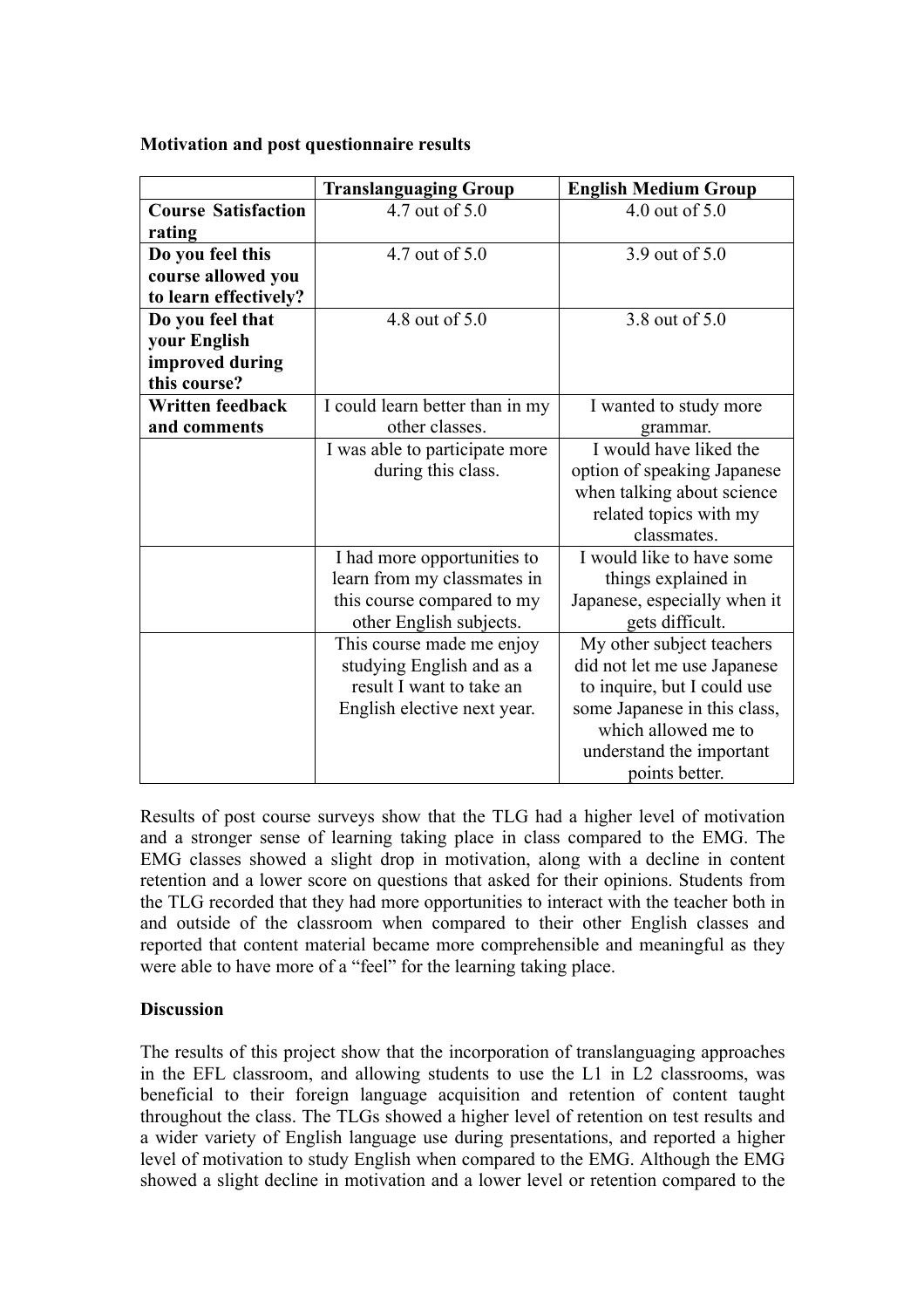**Motivation and post questionnaire results**

| | **Translanguaging Group** | **English Medium Group** |
|---|---|---|
| **Course Satisfaction rating** | 4.7 out of 5.0 | 4.0 out of 5.0 |
| **Do you feel this course allowed you to learn effectively?** | 4.7 out of 5.0 | 3.9 out of 5.0 |
| **Do you feel that your English improved during this course?** | 4.8 out of 5.0 | 3.8 out of 5.0 |
| **Written feedback and comments** | I could learn better than in my other classes. | I wanted to study more grammar. |
| | I was able to participate more during this class. | I would have liked the option of speaking Japanese when talking about science related topics with my classmates. |
| | I had more opportunities to learn from my classmates in this course compared to my other English subjects. | I would like to have some things explained in Japanese, especially when it gets difficult. |
| | This course made me enjoy studying English and as a result I want to take an English elective next year. | My other subject teachers did not let me use Japanese to inquire, but I could use some Japanese in this class, which allowed me to understand the important points better. |

Results of post course surveys show that the TLG had a higher level of motivation and a stronger sense of learning taking place in class compared to the EMG. The EMG classes showed a slight drop in motivation, along with a decline in content retention and a lower score on questions that asked for their opinions. Students from the TLG recorded that they had more opportunities to interact with the teacher both in and outside of the classroom when compared to their other English classes and reported that content material became more comprehensible and meaningful as they were able to have more of a "feel" for the learning taking place.

**Discussion**

The results of this project show that the incorporation of translanguaging approaches in the EFL classroom, and allowing students to use the L1 in L2 classrooms, was beneficial to their foreign language acquisition and retention of content taught throughout the class. The TLGs showed a higher level of retention on test results and a wider variety of English language use during presentations, and reported a higher level of motivation to study English when compared to the EMG. Although the EMG showed a slight decline in motivation and a lower level or retention compared to the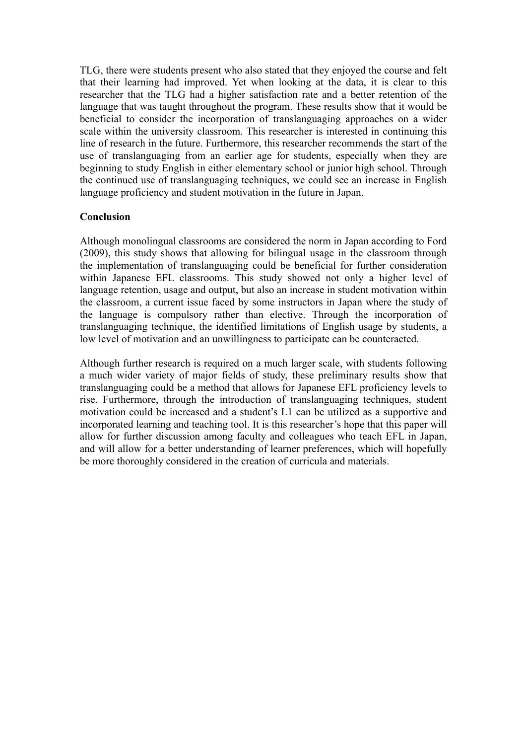TLG, there were students present who also stated that they enjoyed the course and felt that their learning had improved. Yet when looking at the data, it is clear to this researcher that the TLG had a higher satisfaction rate and a better retention of the language that was taught throughout the program. These results show that it would be beneficial to consider the incorporation of translanguaging approaches on a wider scale within the university classroom. This researcher is interested in continuing this line of research in the future. Furthermore, this researcher recommends the start of the use of translanguaging from an earlier age for students, especially when they are beginning to study English in either elementary school or junior high school. Through the continued use of translanguaging techniques, we could see an increase in English language proficiency and student motivation in the future in Japan.

**Conclusion**

Although monolingual classrooms are considered the norm in Japan according to Ford (2009), this study shows that allowing for bilingual usage in the classroom through the implementation of translanguaging could be beneficial for further consideration within Japanese EFL classrooms. This study showed not only a higher level of language retention, usage and output, but also an increase in student motivation within the classroom, a current issue faced by some instructors in Japan where the study of the language is compulsory rather than elective. Through the incorporation of translanguaging technique, the identified limitations of English usage by students, a low level of motivation and an unwillingness to participate can be counteracted.

Although further research is required on a much larger scale, with students following a much wider variety of major fields of study, these preliminary results show that translanguaging could be a method that allows for Japanese EFL proficiency levels to rise. Furthermore, through the introduction of translanguaging techniques, student motivation could be increased and a student's L1 can be utilized as a supportive and incorporated learning and teaching tool. It is this researcher's hope that this paper will allow for further discussion among faculty and colleagues who teach EFL in Japan, and will allow for a better understanding of learner preferences, which will hopefully be more thoroughly considered in the creation of curricula and materials.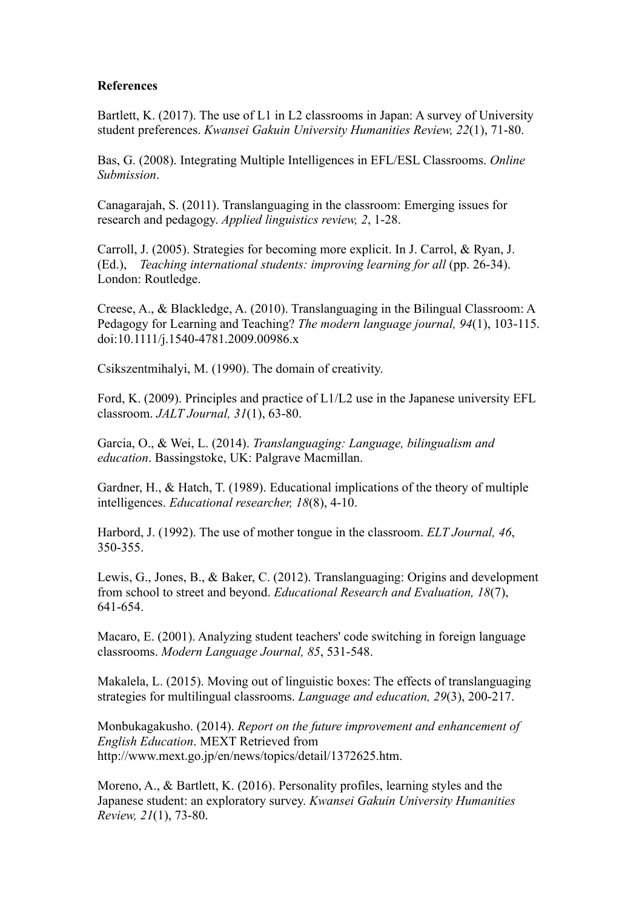**References**

Bartlett, K. (2017). The use of L1 in L2 classrooms in Japan: A survey of University student preferences. *Kwansei Gakuin University Humanities Review, 22*(1), 71-80.

Bas, G. (2008). Integrating Multiple Intelligences in EFL/ESL Classrooms. *Online Submission*.

Canagarajah, S. (2011). Translanguaging in the classroom: Emerging issues for research and pedagogy. *Applied linguistics review, 2*, 1-28.

Carroll, J. (2005). Strategies for becoming more explicit. In J. Carrol, & Ryan, J. (Ed.), *Teaching international students: improving learning for all* (pp. 26-34). London: Routledge.

Creese, A., & Blackledge, A. (2010). Translanguaging in the Bilingual Classroom: A Pedagogy for Learning and Teaching? *The modern language journal, 94*(1), 103-115. doi:10.1111/j.1540-4781.2009.00986.x

Csikszentmihalyi, M. (1990). The domain of creativity.

Ford, K. (2009). Principles and practice of L1/L2 use in the Japanese university EFL classroom. *JALT Journal, 31*(1), 63-80.

Garcia, O., & Wei, L. (2014). *Translanguaging: Language, bilingualism and education*. Bassingstoke, UK: Palgrave Macmillan.

Gardner, H., & Hatch, T. (1989). Educational implications of the theory of multiple intelligences. *Educational researcher, 18*(8), 4-10.

Harbord, J. (1992). The use of mother tongue in the classroom. *ELT Journal, 46*, 350-355.

Lewis, G., Jones, B., & Baker, C. (2012). Translanguaging: Origins and development from school to street and beyond. *Educational Research and Evaluation, 18*(7), 641-654.

Macaro, E. (2001). Analyzing student teachers' code switching in foreign language classrooms. *Modern Language Journal, 85*, 531-548.

Makalela, L. (2015). Moving out of linguistic boxes: The effects of translanguaging strategies for multilingual classrooms. *Language and education, 29*(3), 200-217.

Monbukagakusho. (2014). *Report on the future improvement and enhancement of English Education*. MEXT Retrieved from http://www.mext.go.jp/en/news/topics/detail/1372625.htm.

Moreno, A., & Bartlett, K. (2016). Personality profiles, learning styles and the Japanese student: an exploratory survey. *Kwansei Gakuin University Humanities Review, 21*(1), 73-80.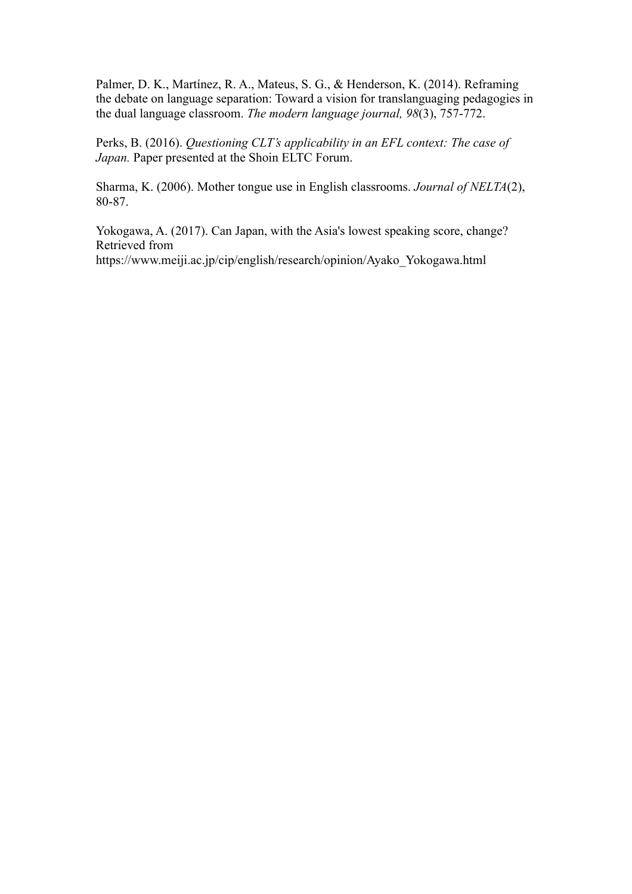Palmer, D. K., Martínez, R. A., Mateus, S. G., & Henderson, K. (2014). Reframing the debate on language separation: Toward a vision for translanguaging pedagogies in the dual language classroom. *The modern language journal, 98*(3), 757-772.

Perks, B. (2016). *Questioning CLT's applicability in an EFL context: The case of Japan.* Paper presented at the Shoin ELTC Forum.

Sharma, K. (2006). Mother tongue use in English classrooms. *Journal of NELTA*(2), 80-87.

Yokogawa, A. (2017). Can Japan, with the Asia's lowest speaking score, change? Retrieved from https://www.meiji.ac.jp/cip/english/research/opinion/Ayako_Yokogawa.html